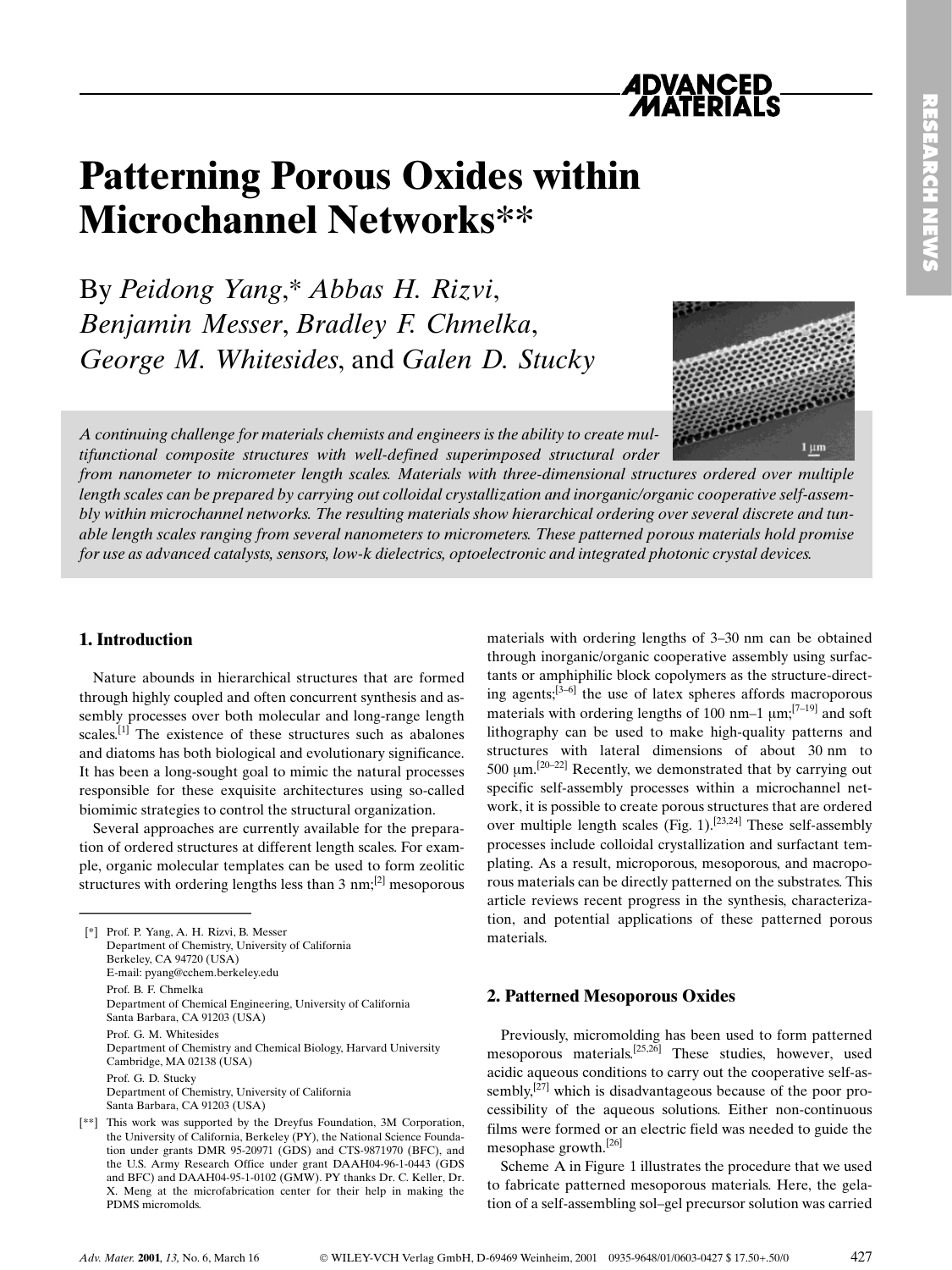# Patterning Porous Oxides within Microchannel Networks**

By *Peidong Yang*,* *Abbas H. Rizvi*, *Benjamin Messer*, *Bradley F. Chmelka*, *George M. Whitesides*, and *Galen D. Stucky*

*A continuing challenge for materials chemists and engineers is the ability to create multifunctional composite structures with well-defined superimposed structural order from nanometer to micrometer length scales. Materials with three-dimensional structures ordered over multiple length scales can be prepared by carrying out colloidal crystallization and inorganic/organic cooperative self-assembly within microchannel networks. The resulting materials show hierarchical ordering over several discrete and tunable length scales ranging from several nanometers to micrometers. These patterned porous materials hold promise for use as advanced catalysts, sensors, low-k dielectrics, optoelectronic and integrated photonic crystal devices.*

## 1. Introduction

Nature abounds in hierarchical structures that are formed through highly coupled and often concurrent synthesis and assembly processes over both molecular and long-range length scales.[1] The existence of these structures such as abalones and diatoms has both biological and evolutionary significance. It has been a long-sought goal to mimic the natural processes responsible for these exquisite architectures using so-called biomimic strategies to control the structural organization.

Several approaches are currently available for the preparation of ordered structures at different length scales. For example, organic molecular templates can be used to form zeolitic structures with ordering lengths less than 3 nm;[2] mesoporous materials with ordering lengths of 3–30 nm can be obtained through inorganic/organic cooperative assembly using surfactants or amphiphilic block copolymers as the structure-directing agents;[3–6] the use of latex spheres affords macroporous materials with ordering lengths of 100 nm–1 μm;[7–19] and soft lithography can be used to make high-quality patterns and structures with lateral dimensions of about 30 nm to 500 μm.[20–22] Recently, we demonstrated that by carrying out specific self-assembly processes within a microchannel network, it is possible to create porous structures that are ordered over multiple length scales (Fig. 1).[23,24] These self-assembly processes include colloidal crystallization and surfactant templating. As a result, microporous, mesoporous, and macroporous materials can be directly patterned on the substrates. This article reviews recent progress in the synthesis, characterization, and potential applications of these patterned porous materials.

## 2. Patterned Mesoporous Oxides

Previously, micromolding has been used to form patterned mesoporous materials.[25,26] These studies, however, used acidic aqueous conditions to carry out the cooperative self-assembly,[27] which is disadvantageous because of the poor processibility of the aqueous solutions. Either non-continuous films were formed or an electric field was needed to guide the mesophase growth.[26]

Scheme A in Figure 1 illustrates the procedure that we used to fabricate patterned mesoporous materials. Here, the gelation of a self-assembling sol–gel precursor solution was carried

---

[*] Prof. P. Yang, A. H. Rizvi, B. Messer
Department of Chemistry, University of California
Berkeley, CA 94720 (USA)
E-mail: pyang@cchem.berkeley.edu

Prof. B. F. Chmelka
Department of Chemical Engineering, University of California
Santa Barbara, CA 91203 (USA)

Prof. G. M. Whitesides
Department of Chemistry and Chemical Biology, Harvard University
Cambridge, MA 02138 (USA)

Prof. G. D. Stucky
Department of Chemistry, University of California
Santa Barbara, CA 91203 (USA)

[**] This work was supported by the Dreyfus Foundation, 3M Corporation, the University of California, Berkeley (PY), the National Science Foundation under grants DMR 95-20971 (GDS) and CTS-9871970 (BFC), and the U.S. Army Research Office under grant DAAH04-96-1-0443 (GDS and BFC) and DAAH04-95-1-0102 (GMW). PY thanks Dr. C. Keller, Dr. X. Meng at the microfabrication center for their help in making the PDMS micromolds.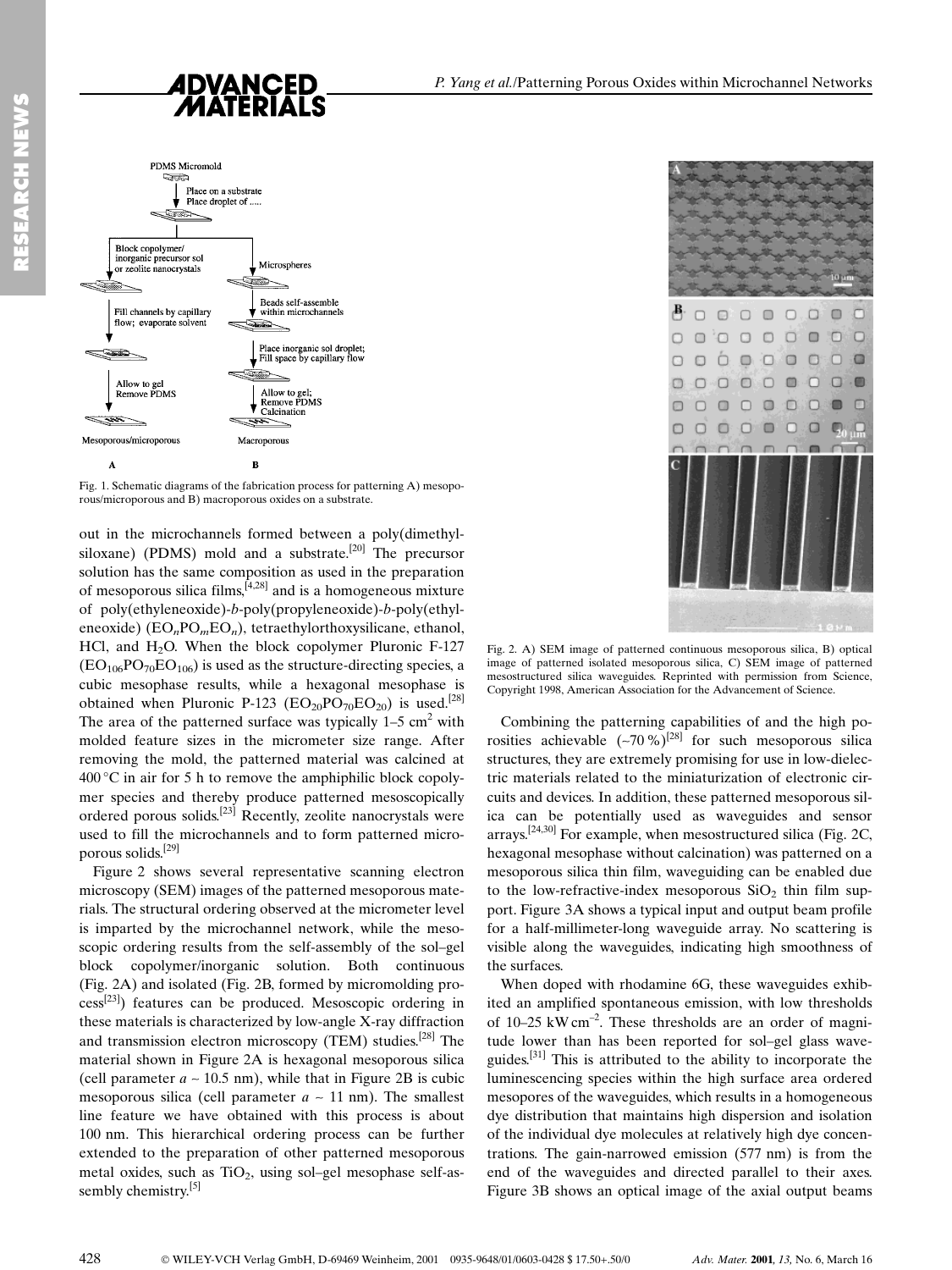Fig. 1. Schematic diagrams of the fabrication process for patterning A) mesoporous/microporous and B) macroporous oxides on a substrate.

out in the microchannels formed between a poly(dimethylsiloxane) (PDMS) mold and a substrate.[20] The precursor solution has the same composition as used in the preparation of mesoporous silica films,[4,28] and is a homogeneous mixture of poly(ethyleneoxide)-*b*-poly(propyleneoxide)-*b*-poly(ethyleneoxide) ($EO_nPO_mEO_n$), tetraethylorthoxysilicane, ethanol, HCl, and $H_2O$. When the block copolymer Pluronic F-127 ($EO_{106}PO_{70}EO_{106}$) is used as the structure-directing species, a cubic mesophase results, while a hexagonal mesophase is obtained when Pluronic P-123 ($EO_{20}PO_{70}EO_{20}$) is used.[28] The area of the patterned surface was typically 1–5 $cm^2$ with molded feature sizes in the micrometer size range. After removing the mold, the patterned material was calcined at 400 °C in air for 5 h to remove the amphiphilic block copolymer species and thereby produce patterned mesoscopically ordered porous solids.[23] Recently, zeolite nanocrystals were used to fill the microchannels and to form patterned microporous solids.[29]

Figure 2 shows several representative scanning electron microscopy (SEM) images of the patterned mesoporous materials. The structural ordering observed at the micrometer level is imparted by the microchannel network, while the mesoscopic ordering results from the self-assembly of the sol–gel block copolymer/inorganic solution. Both continuous (Fig. 2A) and isolated (Fig. 2B, formed by micromolding process[23]) features can be produced. Mesoscopic ordering in these materials is characterized by low-angle X-ray diffraction and transmission electron microscopy (TEM) studies.[28] The material shown in Figure 2A is hexagonal mesoporous silica (cell parameter $a \sim 10.5$ nm), while that in Figure 2B is cubic mesoporous silica (cell parameter $a \sim 11$ nm). The smallest line feature we have obtained with this process is about 100 nm. This hierarchical ordering process can be further extended to the preparation of other patterned mesoporous metal oxides, such as $TiO_2$, using sol–gel mesophase self-assembly chemistry.[5]

Fig. 2. A) SEM image of patterned continuous mesoporous silica, B) optical image of patterned isolated mesoporous silica, C) SEM image of patterned mesostructured silica waveguides. Reprinted with permission from Science, Copyright 1998, American Association for the Advancement of Science.

Combining the patterning capabilities of and the high porosities achievable (~70 %)[28] for such mesoporous silica structures, they are extremely promising for use in low-dielectric materials related to the miniaturization of electronic circuits and devices. In addition, these patterned mesoporous silica can be potentially used as waveguides and sensor arrays.[24,30] For example, when mesostructured silica (Fig. 2C, hexagonal mesophase without calcination) was patterned on a mesoporous silica thin film, waveguiding can be enabled due to the low-refractive-index mesoporous $SiO_2$ thin film support. Figure 3A shows a typical input and output beam profile for a half-millimeter-long waveguide array. No scattering is visible along the waveguides, indicating high smoothness of the surfaces.

When doped with rhodamine 6G, these waveguides exhibited an amplified spontaneous emission, with low thresholds of 10–25 kW $cm^{-2}$. These thresholds are an order of magnitude lower than has been reported for sol–gel glass waveguides.[31] This is attributed to the ability to incorporate the luminescencing species within the high surface area ordered mesopores of the waveguides, which results in a homogeneous dye distribution that maintains high dispersion and isolation of the individual dye molecules at relatively high dye concentrations. The gain-narrowed emission (577 nm) is from the end of the waveguides and directed parallel to their axes. Figure 3B shows an optical image of the axial output beams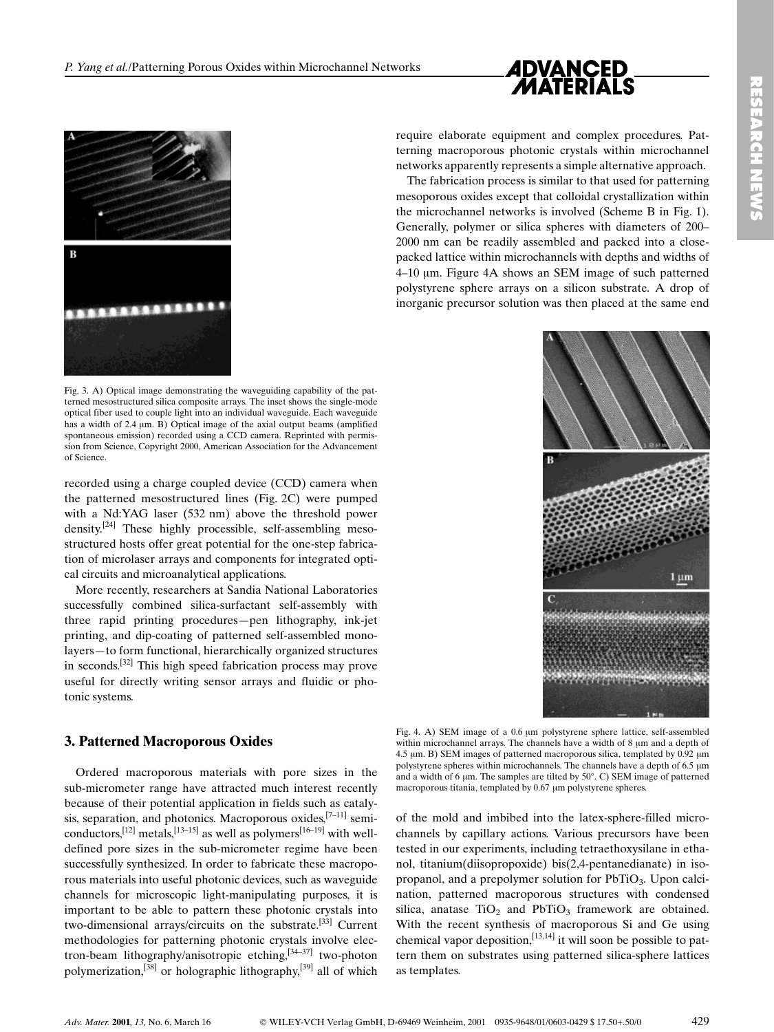Fig. 3. A) Optical image demonstrating the waveguiding capability of the patterned mesostructured silica composite arrays. The inset shows the single-mode optical fiber used to couple light into an individual waveguide. Each waveguide has a width of 2.4 μm. B) Optical image of the axial output beams (amplified spontaneous emission) recorded using a CCD camera. Reprinted with permission from Science, Copyright 2000, American Association for the Advancement of Science.

recorded using a charge coupled device (CCD) camera when the patterned mesostructured lines (Fig. 2C) were pumped with a Nd:YAG laser (532 nm) above the threshold power density.[24] These highly processible, self-assembling mesostructured hosts offer great potential for the one-step fabrication of microlaser arrays and components for integrated optical circuits and microanalytical applications.

More recently, researchers at Sandia National Laboratories successfully combined silica-surfactant self-assembly with three rapid printing procedures—pen lithography, ink-jet printing, and dip-coating of patterned self-assembled monolayers—to form functional, hierarchically organized structures in seconds.[32] This high speed fabrication process may prove useful for directly writing sensor arrays and fluidic or photonic systems.

## 3. Patterned Macroporous Oxides

Ordered macroporous materials with pore sizes in the sub-micrometer range have attracted much interest recently because of their potential application in fields such as catalysis, separation, and photonics. Macroporous oxides,[7–11] semiconductors,[12] metals,[13–15] as well as polymers[16–19] with well-defined pore sizes in the sub-micrometer regime have been successfully synthesized. In order to fabricate these macroporous materials into useful photonic devices, such as waveguide channels for microscopic light-manipulating purposes, it is important to be able to pattern these photonic crystals into two-dimensional arrays/circuits on the substrate.[33] Current methodologies for patterning photonic crystals involve electron-beam lithography/anisotropic etching,[34–37] two-photon polymerization,[38] or holographic lithography,[39] all of which require elaborate equipment and complex procedures. Patterning macroporous photonic crystals within microchannel networks apparently represents a simple alternative approach.

The fabrication process is similar to that used for patterning mesoporous oxides except that colloidal crystallization within the microchannel networks is involved (Scheme B in Fig. 1). Generally, polymer or silica spheres with diameters of 200–2000 nm can be readily assembled and packed into a close-packed lattice within microchannels with depths and widths of 4–10 μm. Figure 4A shows an SEM image of such patterned polystyrene sphere arrays on a silicon substrate. A drop of inorganic precursor solution was then placed at the same end of the mold and imbibed into the latex-sphere-filled microchannels by capillary actions. Various precursors have been tested in our experiments, including tetraethoxysilane in ethanol, titanium(diisopropoxide) bis(2,4-pentanedianate) in isopropanol, and a prepolymer solution for $PbTiO_3$. Upon calcination, patterned macroporous structures with condensed silica, anatase $TiO_2$ and $PbTiO_3$ framework are obtained. With the recent synthesis of macroporous Si and Ge using chemical vapor deposition,[13,14] it will soon be possible to pattern them on substrates using patterned silica-sphere lattices as templates.

Fig. 4. A) SEM image of a 0.6 μm polystyrene sphere lattice, self-assembled within microchannel arrays. The channels have a width of 8 μm and a depth of 4.5 μm. B) SEM images of patterned macroporous silica, templated by 0.92 μm polystyrene spheres within microchannels. The channels have a depth of 6.5 μm and a width of 6 μm. The samples are tilted by 50°. C) SEM image of patterned macroporous titania, templated by 0.67 μm polystyrene spheres.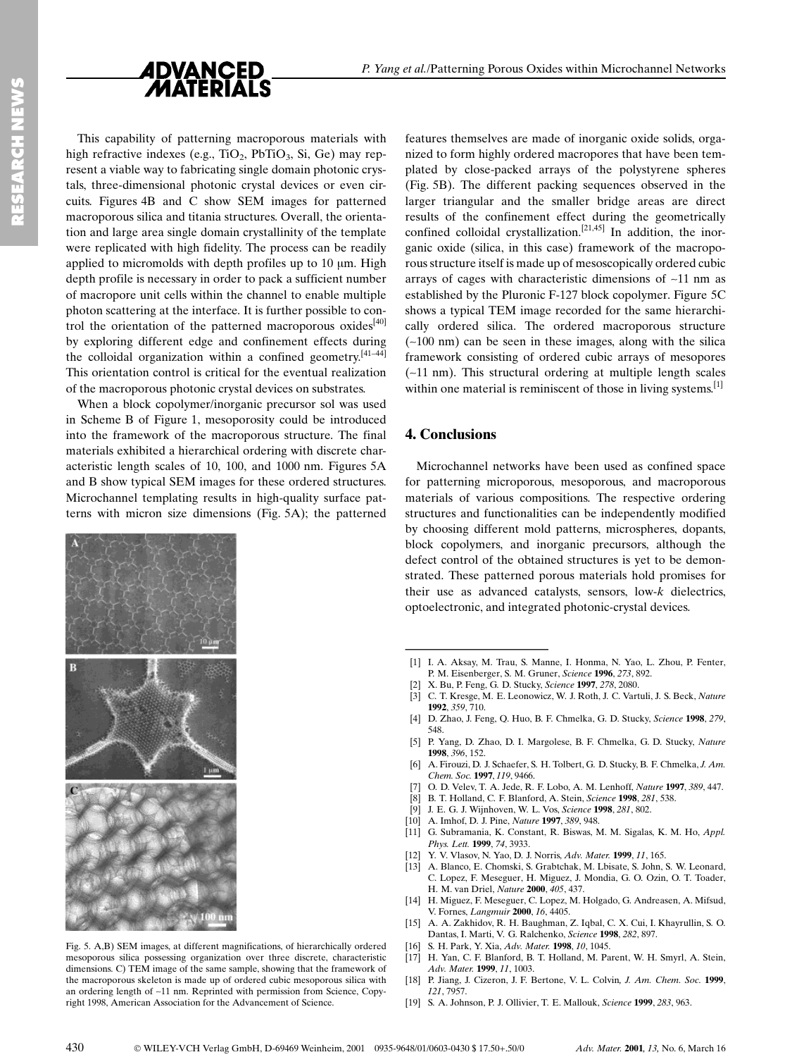This capability of patterning macroporous materials with high refractive indexes (e.g., $TiO_2$, $PbTiO_3$, Si, Ge) may represent a viable way to fabricating single domain photonic crystals, three-dimensional photonic crystal devices or even circuits. Figures 4B and C show SEM images for patterned macroporous silica and titania structures. Overall, the orientation and large area single domain crystallinity of the template were replicated with high fidelity. The process can be readily applied to micromolds with depth profiles up to 10 μm. High depth profile is necessary in order to pack a sufficient number of macropore unit cells within the channel to enable multiple photon scattering at the interface. It is further possible to control the orientation of the patterned macroporous oxides[40] by exploring different edge and confinement effects during the colloidal organization within a confined geometry.[41–44] This orientation control is critical for the eventual realization of the macroporous photonic crystal devices on substrates.

When a block copolymer/inorganic precursor sol was used in Scheme B of Figure 1, mesoporosity could be introduced into the framework of the macroporous structure. The final materials exhibited a hierarchical ordering with discrete characteristic length scales of 10, 100, and 1000 nm. Figures 5A and B show typical SEM images for these ordered structures. Microchannel templating results in high-quality surface patterns with micron size dimensions (Fig. 5A); the patterned features themselves are made of inorganic oxide solids, organized to form highly ordered macropores that have been templated by close-packed arrays of the polystyrene spheres (Fig. 5B). The different packing sequences observed in the larger triangular and the smaller bridge areas are direct results of the confinement effect during the geometrically confined colloidal crystallization.[21,45] In addition, the inorganic oxide (silica, in this case) framework of the macroporous structure itself is made up of mesoscopically ordered cubic arrays of cages with characteristic dimensions of ~11 nm as established by the Pluronic F-127 block copolymer. Figure 5C shows a typical TEM image recorded for the same hierarchically ordered silica. The ordered macroporous structure (~100 nm) can be seen in these images, along with the silica framework consisting of ordered cubic arrays of mesopores (~11 nm). This structural ordering at multiple length scales within one material is reminiscent of those in living systems.[1]

Fig. 5. A,B) SEM images, at different magnifications, of hierarchically ordered mesoporous silica possessing organization over three discrete, characteristic dimensions. C) TEM image of the same sample, showing that the framework of the macroporous skeleton is made up of ordered cubic mesoporous silica with an ordering length of ~11 nm. Reprinted with permission from Science, Copyright 1998, American Association for the Advancement of Science.

## 4. Conclusions

Microchannel networks have been used as confined space for patterning microporous, mesoporous, and macroporous materials of various compositions. The respective ordering structures and functionalities can be independently modified by choosing different mold patterns, microspheres, dopants, block copolymers, and inorganic precursors, although the defect control of the obtained structures is yet to be demonstrated. These patterned porous materials hold promises for their use as advanced catalysts, sensors, low-*k* dielectrics, optoelectronic, and integrated photonic-crystal devices.

---

[1] I. A. Aksay, M. Trau, S. Manne, I. Honma, N. Yao, L. Zhou, P. Fenter, P. M. Eisenberger, S. M. Gruner, *Science* **1996**, *273*, 892.
[2] X. Bu, P. Feng, G. D. Stucky, *Science* **1997**, *278*, 2080.
[3] C. T. Kresge, M. E. Leonowicz, W. J. Roth, J. C. Vartuli, J. S. Beck, *Nature* **1992**, *359*, 710.
[4] D. Zhao, J. Feng, Q. Huo, B. F. Chmelka, G. D. Stucky, *Science* **1998**, *279*, 548.
[5] P. Yang, D. Zhao, D. I. Margolese, B. F. Chmelka, G. D. Stucky, *Nature* **1998**, *396*, 152.
[6] A. Firouzi, D. J. Schaefer, S. H. Tolbert, G. D. Stucky, B. F. Chmelka, *J. Am. Chem. Soc.* **1997**, *119*, 9466.
[7] O. D. Velev, T. A. Jede, R. F. Lobo, A. M. Lenhoff, *Nature* **1997**, *389*, 447.
[8] B. T. Holland, C. F. Blanford, A. Stein, *Science* **1998**, *281*, 538.
[9] J. E. G. J. Wijnhoven, W. L. Vos, *Science* **1998**, *281*, 802.
[10] A. Imhof, D. J. Pine, *Nature* **1997**, *389*, 948.
[11] G. Subramania, K. Constant, R. Biswas, M. M. Sigalas, K. M. Ho, *Appl. Phys. Lett.* **1999**, *74*, 3933.
[12] Y. V. Vlasov, N. Yao, D. J. Norris, *Adv. Mater.* **1999**, *11*, 165.
[13] A. Blanco, E. Chomski, S. Grabtchak, M. Lbisate, S. John, S. W. Leonard, C. Lopez, F. Meseguer, H. Miguez, J. Mondia, G. O. Ozin, O. T. Toader, H. M. van Driel, *Nature* **2000**, *405*, 437.
[14] H. Miguez, F. Meseguer, C. Lopez, M. Holgado, G. Andreasen, A. Mifsud, V. Fornes, *Langmuir* **2000**, *16*, 4405.
[15] A. A. Zakhidov, R. H. Baughman, Z. Iqbal, C. X. Cui, I. Khayrullin, S. O. Dantas, I. Marti, V. G. Ralchenko, *Science* **1998**, *282*, 897.
[16] S. H. Park, Y. Xia, *Adv. Mater.* **1998**, *10*, 1045.
[17] H. Yan, C. F. Blanford, B. T. Holland, M. Parent, W. H. Smyrl, A. Stein, *Adv. Mater.* **1999**, *11*, 1003.
[18] P. Jiang, J. Cizeron, J. F. Bertone, V. L. Colvin, *J. Am. Chem. Soc.* **1999**, *121*, 7957.
[19] S. A. Johnson, P. J. Ollivier, T. E. Mallouk, *Science* **1999**, *283*, 963.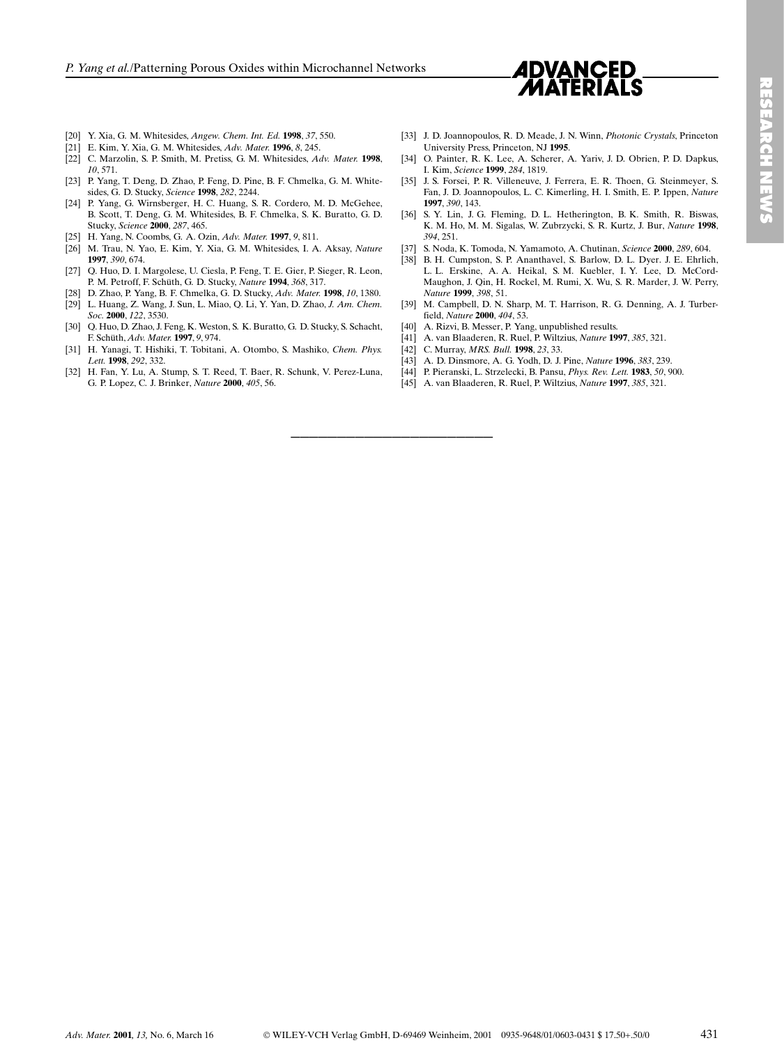[20] Y. Xia, G. M. Whitesides, *Angew. Chem. Int. Ed.* **1998**, *37*, 550.

[21] E. Kim, Y. Xia, G. M. Whitesides, *Adv. Mater.* **1996**, *8*, 245.

[22] C. Marzolin, S. P. Smith, M. Pretiss, G. M. Whitesides, *Adv. Mater.* **1998**, *10*, 571.

[23] P. Yang, T. Deng, D. Zhao, P. Feng, D. Pine, B. F. Chmelka, G. M. Whitesides, G. D. Stucky, *Science* **1998**, *282*, 2244.

[24] P. Yang, G. Wirnsberger, H. C. Huang, S. R. Cordero, M. D. McGehee, B. Scott, T. Deng, G. M. Whitesides, B. F. Chmelka, S. K. Buratto, G. D. Stucky, *Science* **2000**, *287*, 465.

[25] H. Yang, N. Coombs, G. A. Ozin, *Adv. Mater.* **1997**, *9*, 811.

[26] M. Trau, N. Yao, E. Kim, Y. Xia, G. M. Whitesides, I. A. Aksay, *Nature* **1997**, *390*, 674.

[27] Q. Huo, D. I. Margolese, U. Ciesla, P. Feng, T. E. Gier, P. Sieger, R. Leon, P. M. Petroff, F. Schüth, G. D. Stucky, *Nature* **1994**, *368*, 317.

[28] D. Zhao, P. Yang, B. F. Chmelka, G. D. Stucky, *Adv. Mater.* **1998**, *10*, 1380.

[29] L. Huang, Z. Wang, J. Sun, L. Miao, Q. Li, Y. Yan, D. Zhao, *J. Am. Chem. Soc.* **2000**, *122*, 3530.

[30] Q. Huo, D. Zhao, J. Feng, K. Weston, S. K. Buratto, G. D. Stucky, S. Schacht, F. Schüth, *Adv. Mater.* **1997**, *9*, 974.

[31] H. Yanagi, T. Hishiki, T. Tobitani, A. Otombo, S. Mashiko, *Chem. Phys. Lett.* **1998**, *292*, 332.

[32] H. Fan, Y. Lu, A. Stump, S. T. Reed, T. Baer, R. Schunk, V. Perez-Luna, G. P. Lopez, C. J. Brinker, *Nature* **2000**, *405*, 56.

[33] J. D. Joannopoulos, R. D. Meade, J. N. Winn, *Photonic Crystals*, Princeton University Press, Princeton, NJ **1995**.

[34] O. Painter, R. K. Lee, A. Scherer, A. Yariv, J. D. Obrien, P. D. Dapkus, I. Kim, *Science* **1999**, *284*, 1819.

[35] J. S. Forsei, P. R. Villeneuve, J. Ferrera, E. R. Thoen, G. Steinmeyer, S. Fan, J. D. Joannopoulos, L. C. Kimerling, H. I. Smith, E. P. Ippen, *Nature* **1997**, *390*, 143.

[36] S. Y. Lin, J. G. Fleming, D. L. Hetherington, B. K. Smith, R. Biswas, K. M. Ho, M. M. Sigalas, W. Zubrzycki, S. R. Kurtz, J. Bur, *Nature* **1998**, *394*, 251.

[37] S. Noda, K. Tomoda, N. Yamamoto, A. Chutinan, *Science* **2000**, *289*, 604.

[38] B. H. Cumpston, S. P. Ananthavel, S. Barlow, D. L. Dyer. J. E. Ehrlich, L. L. Erskine, A. A. Heikal, S. M. Kuebler, I. Y. Lee, D. McCord-Maughon, J. Qin, H. Rockel, M. Rumi, X. Wu, S. R. Marder, J. W. Perry, *Nature* **1999**, *398*, 51.

[39] M. Campbell, D. N. Sharp, M. T. Harrison, R. G. Denning, A. J. Turberfield, *Nature* **2000**, *404*, 53.

[40] A. Rizvi, B. Messer, P. Yang, unpublished results.

[41] A. van Blaaderen, R. Ruel, P. Wiltzius, *Nature* **1997**, *385*, 321.

[42] C. Murray, *MRS. Bull.* **1998**, *23*, 33.

[43] A. D. Dinsmore, A. G. Yodh, D. J. Pine, *Nature* **1996**, *383*, 239.

[44] P. Pieranski, L. Strzelecki, B. Pansu, *Phys. Rev. Lett.* **1983**, *50*, 900.

[45] A. van Blaaderen, R. Ruel, P. Wiltzius, *Nature* **1997**, *385*, 321.